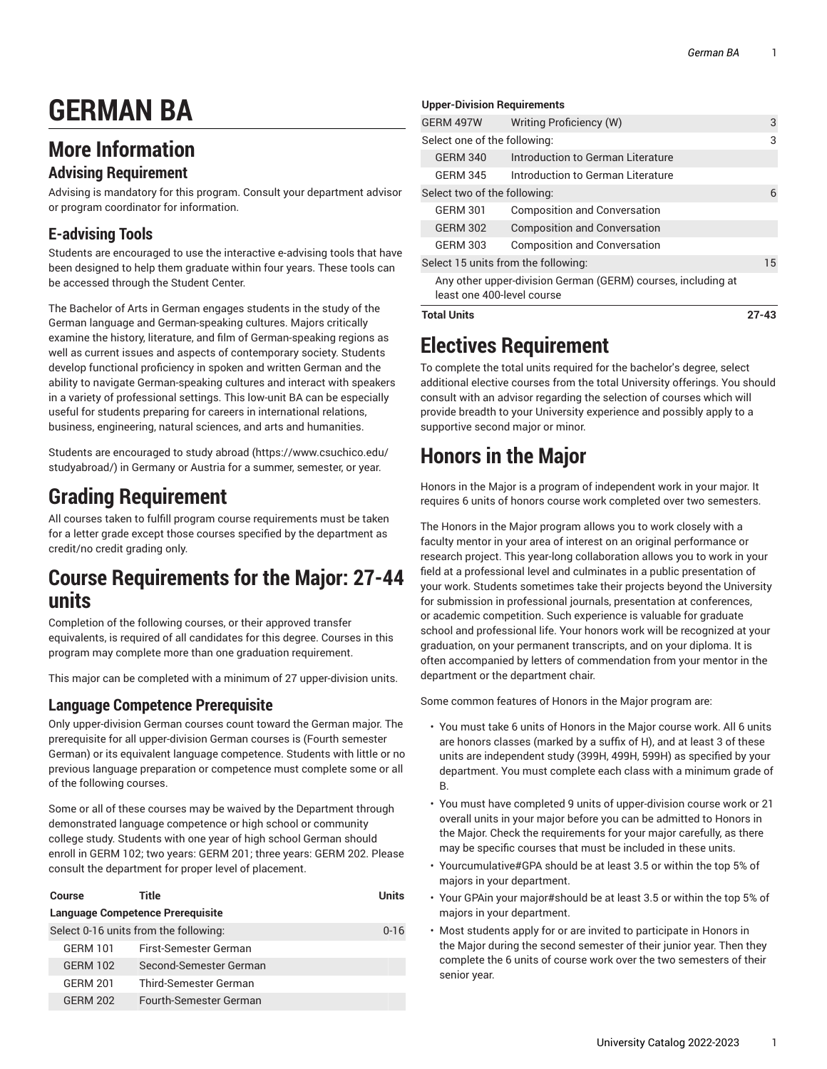# GERMAN BA

## More Information

### Advising Requirement

Advising is mandatory for this program. Consult your department advisor or program coordinator for information.

### E-advising Tools

Students are encouraged to use the interactive e-advising tools that have been designed to help them graduate within four years. These tools can be accessed through the Student Center.

The Bachelor of Arts in German engages students in the study of the German language and German-speaking cultures. Majors critically examine the history, literature, and film of German-speaking regions as well as current issues and aspects of contemporary society. Students develop functional proficiency in spoken and written German and the ability to navigate German-speaking cultures and interact with speakers in a variety of professional settings. This low-unit BA can be especially useful for students preparing for careers in international relations, business, engineering, natural sciences, and arts and humanities.

Students are encouraged to study abroad (https://www.csuchico.edu/studyabroad/) in Germany or Austria for a summer, semester, or year.

# Grading Requirement

All courses taken to fulfill program course requirements must be taken for a letter grade except those courses specified by the department as credit/no credit grading only.

# Course Requirements for the Major: 27-44 units

Completion of the following courses, or their approved transfer equivalents, is required of all candidates for this degree. Courses in this program may complete more than one graduation requirement.

This major can be completed with a minimum of 27 upper-division units.

### Language Competence Prerequisite

Only upper-division German courses count toward the German major. The prerequisite for all upper-division German courses is (Fourth semester German) or its equivalent language competence. Students with little or no previous language preparation or competence must complete some or all of the following courses.

Some or all of these courses may be waived by the Department through demonstrated language competence or high school or community college study. Students with one year of high school German should enroll in GERM 102; two years: GERM 201; three years: GERM 202. Please consult the department for proper level of placement.

| Course | Title | Units |
|---|---|---|
| **Language Competence Prerequisite** | | |
| Select 0-16 units from the following: | | 0-16 |
| GERM 101 | First-Semester German | |
| GERM 102 | Second-Semester German | |
| GERM 201 | Third-Semester German | |
| GERM 202 | Fourth-Semester German | |
| **Upper-Division Requirements** | | |
| GERM 497W | Writing Proficiency (W) | 3 |
| Select one of the following: | | 3 |
| GERM 340 | Introduction to German Literature | |
| GERM 345 | Introduction to German Literature | |
| Select two of the following: | | 6 |
| GERM 301 | Composition and Conversation | |
| GERM 302 | Composition and Conversation | |
| GERM 303 | Composition and Conversation | |
| Select 15 units from the following: | | 15 |
| Any other upper-division German (GERM) courses, including at least one 400-level course | | |
| **Total Units** | | **27-43** |

# Electives Requirement

To complete the total units required for the bachelor's degree, select additional elective courses from the total University offerings. You should consult with an advisor regarding the selection of courses which will provide breadth to your University experience and possibly apply to a supportive second major or minor.

# Honors in the Major

Honors in the Major is a program of independent work in your major. It requires 6 units of honors course work completed over two semesters.

The Honors in the Major program allows you to work closely with a faculty mentor in your area of interest on an original performance or research project. This year-long collaboration allows you to work in your field at a professional level and culminates in a public presentation of your work. Students sometimes take their projects beyond the University for submission in professional journals, presentation at conferences, or academic competition. Such experience is valuable for graduate school and professional life. Your honors work will be recognized at your graduation, on your permanent transcripts, and on your diploma. It is often accompanied by letters of commendation from your mentor in the department or the department chair.

Some common features of Honors in the Major program are:

- You must take 6 units of Honors in the Major course work. All 6 units are honors classes (marked by a suffix of H), and at least 3 of these units are independent study (399H, 499H, 599H) as specified by your department. You must complete each class with a minimum grade of B.
- You must have completed 9 units of upper-division course work or 21 overall units in your major before you can be admitted to Honors in the Major. Check the requirements for your major carefully, as there may be specific courses that must be included in these units.
- Yourcumulative#GPA should be at least 3.5 or within the top 5% of majors in your department.
- Your GPAin your major#should be at least 3.5 or within the top 5% of majors in your department.
- Most students apply for or are invited to participate in Honors in the Major during the second semester of their junior year. Then they complete the 6 units of course work over the two semesters of their senior year.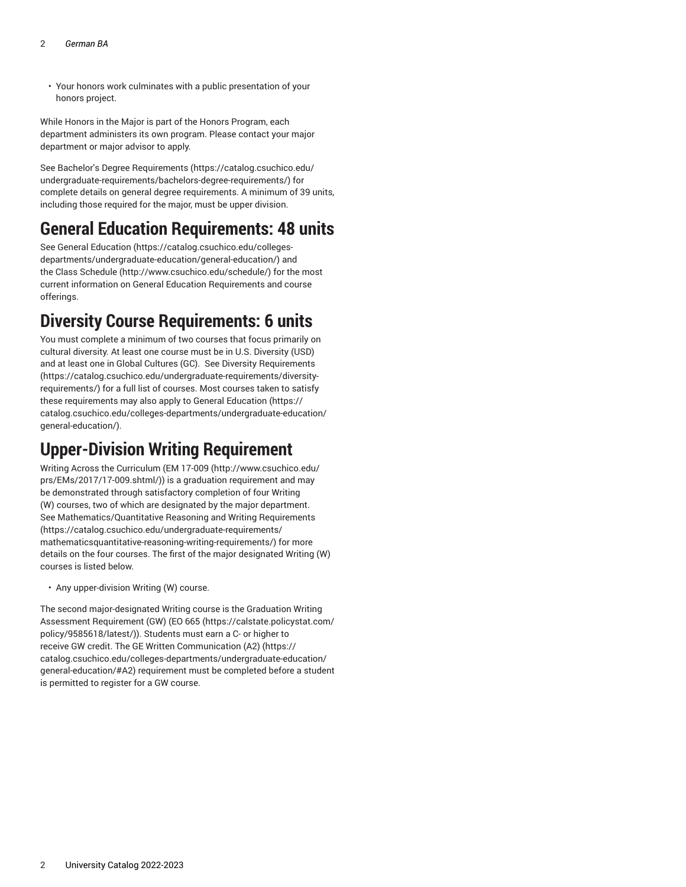- Your honors work culminates with a public presentation of your honors project.

While Honors in the Major is part of the Honors Program, each department administers its own program. Please contact your major department or major advisor to apply.

See Bachelor's Degree Requirements (https://catalog.csuchico.edu/undergraduate-requirements/bachelors-degree-requirements/) for complete details on general degree requirements. A minimum of 39 units, including those required for the major, must be upper division.

# General Education Requirements: 48 units

See General Education (https://catalog.csuchico.edu/colleges-departments/undergraduate-education/general-education/) and the Class Schedule (http://www.csuchico.edu/schedule/) for the most current information on General Education Requirements and course offerings.

# Diversity Course Requirements: 6 units

You must complete a minimum of two courses that focus primarily on cultural diversity. At least one course must be in U.S. Diversity (USD) and at least one in Global Cultures (GC). See Diversity Requirements (https://catalog.csuchico.edu/undergraduate-requirements/diversity-requirements/) for a full list of courses. Most courses taken to satisfy these requirements may also apply to General Education (https://catalog.csuchico.edu/colleges-departments/undergraduate-education/general-education/).

# Upper-Division Writing Requirement

Writing Across the Curriculum (EM 17-009 (http://www.csuchico.edu/prs/EMs/2017/17-009.shtml/)) is a graduation requirement and may be demonstrated through satisfactory completion of four Writing (W) courses, two of which are designated by the major department. See Mathematics/Quantitative Reasoning and Writing Requirements (https://catalog.csuchico.edu/undergraduate-requirements/mathematicsquantitative-reasoning-writing-requirements/) for more details on the four courses. The first of the major designated Writing (W) courses is listed below.

- Any upper-division Writing (W) course.

The second major-designated Writing course is the Graduation Writing Assessment Requirement (GW) (EO 665 (https://calstate.policystat.com/policy/9585618/latest/)). Students must earn a C- or higher to receive GW credit. The GE Written Communication (A2) (https://catalog.csuchico.edu/colleges-departments/undergraduate-education/general-education/#A2) requirement must be completed before a student is permitted to register for a GW course.